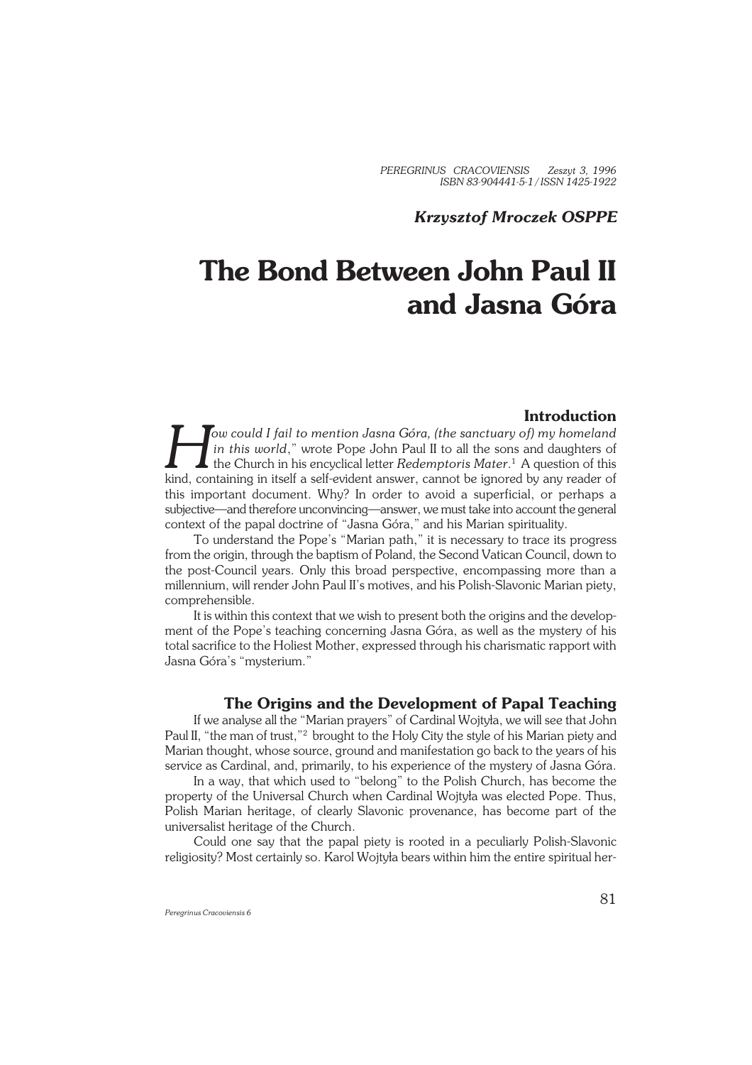*Krzysztof Mroczek OSPPE*

# The Bond Between John Paul II and Jasna Góra

## Introduction

"*How could I fail to mention Jasna Góra, (the sanctuary of) my homeland in this world*," wrote Pope John Paul II to all the sons and daughters of the Church in his encyclical letter *Redemptoris Mater*.[1] A question of this kind, containing in itself a self-evident answer, cannot be ignored by any reader of this important document. Why? In order to avoid a superficial, or perhaps a subjective—and therefore unconvincing—answer, we must take into account the general context of the papal doctrine of "Jasna Góra," and his Marian spirituality.

To understand the Pope's "Marian path," it is necessary to trace its progress from the origin, through the baptism of Poland, the Second Vatican Council, down to the post-Council years. Only this broad perspective, encompassing more than a millennium, will render John Paul II's motives, and his Polish-Slavonic Marian piety, comprehensible.

It is within this context that we wish to present both the origins and the development of the Pope's teaching concerning Jasna Góra, as well as the mystery of his total sacrifice to the Holiest Mother, expressed through his charismatic rapport with Jasna Góra's "mysterium."

## The Origins and the Development of Papal Teaching

If we analyse all the "Marian prayers" of Cardinal Wojtyła, we will see that John Paul II, "the man of trust,"[2] brought to the Holy City the style of his Marian piety and Marian thought, whose source, ground and manifestation go back to the years of his service as Cardinal, and, primarily, to his experience of the mystery of Jasna Góra.

In a way, that which used to "belong" to the Polish Church, has become the property of the Universal Church when Cardinal Wojtyła was elected Pope. Thus, Polish Marian heritage, of clearly Slavonic provenance, has become part of the universalist heritage of the Church.

Could one say that the papal piety is rooted in a peculiarly Polish-Slavonic religiosity? Most certainly so. Karol Wojtyła bears within him the entire spiritual her-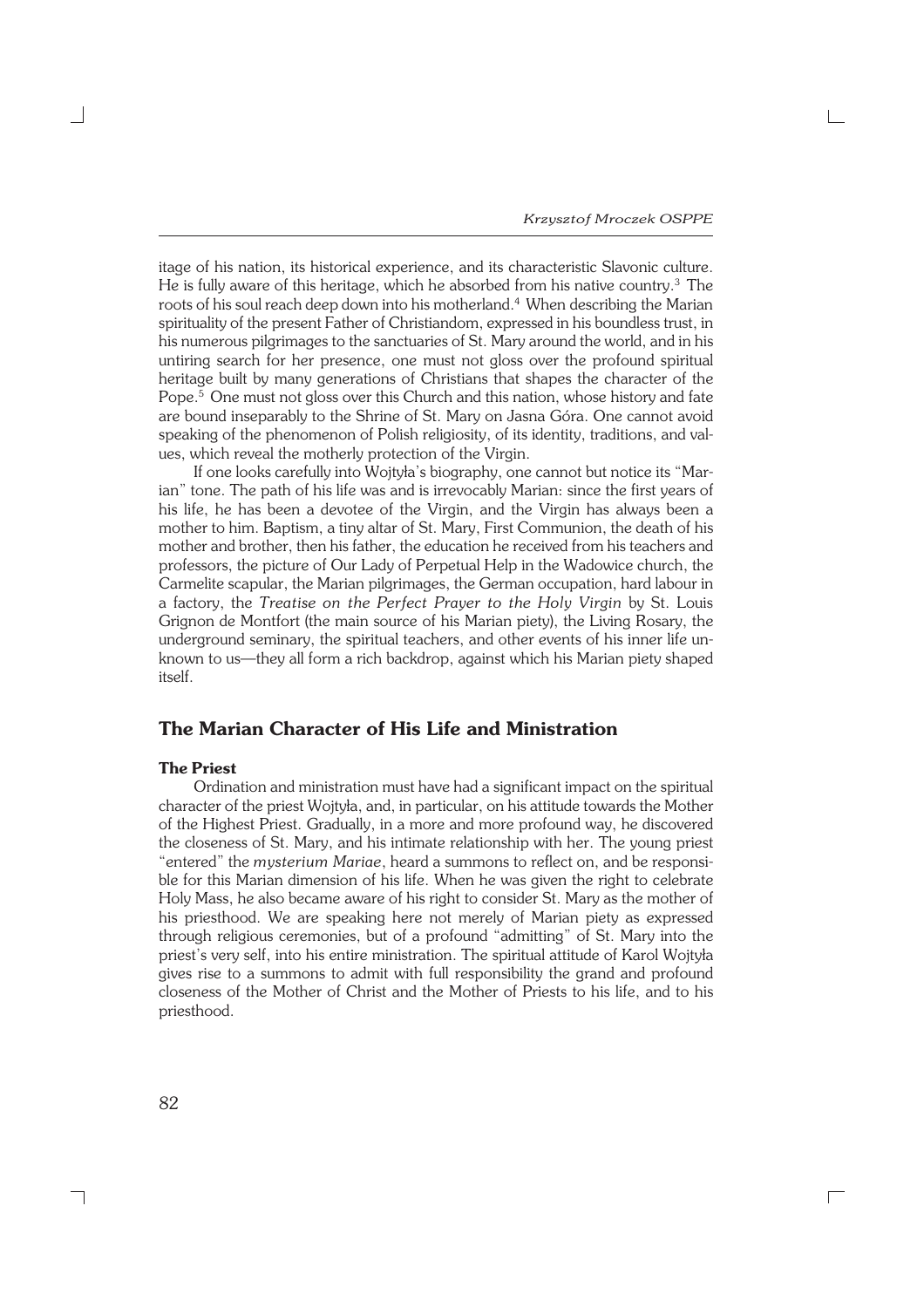itage of his nation, its historical experience, and its characteristic Slavonic culture. He is fully aware of this heritage, which he absorbed from his native country.[3] The roots of his soul reach deep down into his motherland.[4] When describing the Marian spirituality of the present Father of Christiandom, expressed in his boundless trust, in his numerous pilgrimages to the sanctuaries of St. Mary around the world, and in his untiring search for her presence, one must not gloss over the profound spiritual heritage built by many generations of Christians that shapes the character of the Pope.[5] One must not gloss over this Church and this nation, whose history and fate are bound inseparably to the Shrine of St. Mary on Jasna Góra. One cannot avoid speaking of the phenomenon of Polish religiosity, of its identity, traditions, and values, which reveal the motherly protection of the Virgin.

If one looks carefully into Wojtyła's biography, one cannot but notice its "Marian" tone. The path of his life was and is irrevocably Marian: since the first years of his life, he has been a devotee of the Virgin, and the Virgin has always been a mother to him. Baptism, a tiny altar of St. Mary, First Communion, the death of his mother and brother, then his father, the education he received from his teachers and professors, the picture of Our Lady of Perpetual Help in the Wadowice church, the Carmelite scapular, the Marian pilgrimages, the German occupation, hard labour in a factory, the *Treatise on the Perfect Prayer to the Holy Virgin* by St. Louis Grignon de Montfort (the main source of his Marian piety), the Living Rosary, the underground seminary, the spiritual teachers, and other events of his inner life unknown to us—they all form a rich backdrop, against which his Marian piety shaped itself.

## The Marian Character of His Life and Ministration

### The Priest

Ordination and ministration must have had a significant impact on the spiritual character of the priest Wojtyła, and, in particular, on his attitude towards the Mother of the Highest Priest. Gradually, in a more and more profound way, he discovered the closeness of St. Mary, and his intimate relationship with her. The young priest "entered" the *mysterium Mariae*, heard a summons to reflect on, and be responsible for this Marian dimension of his life. When he was given the right to celebrate Holy Mass, he also became aware of his right to consider St. Mary as the mother of his priesthood. We are speaking here not merely of Marian piety as expressed through religious ceremonies, but of a profound "admitting" of St. Mary into the priest's very self, into his entire ministration. The spiritual attitude of Karol Wojtyła gives rise to a summons to admit with full responsibility the grand and profound closeness of the Mother of Christ and the Mother of Priests to his life, and to his priesthood.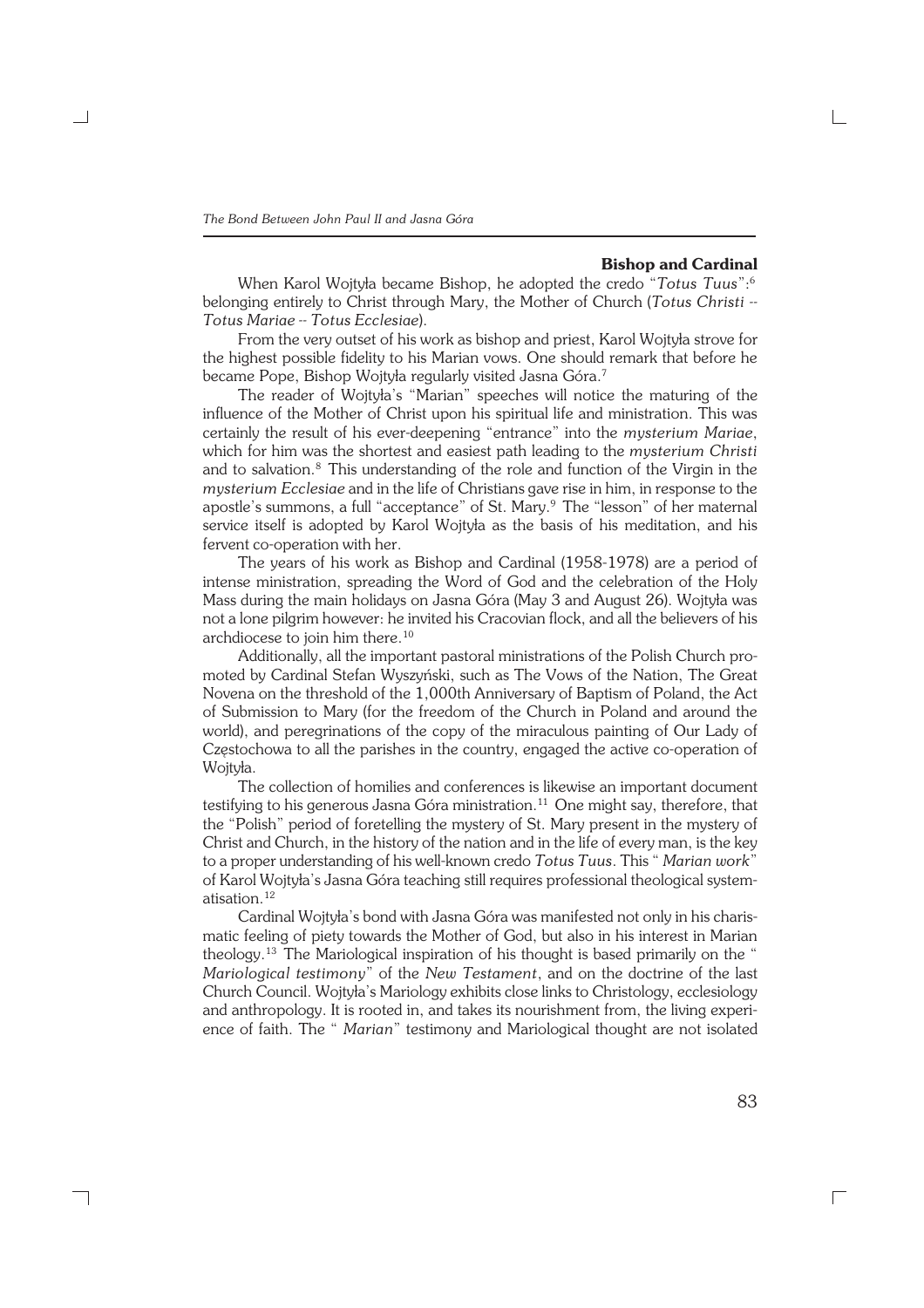### Bishop and Cardinal

When Karol Wojtyła became Bishop, he adopted the credo "*Totus Tuus*":[6] belonging entirely to Christ through Mary, the Mother of Church (*Totus Christi -- Totus Mariae -- Totus Ecclesiae*).

From the very outset of his work as bishop and priest, Karol Wojtyła strove for the highest possible fidelity to his Marian vows. One should remark that before he became Pope, Bishop Wojtyła regularly visited Jasna Góra.[7]

The reader of Wojtyła's "Marian" speeches will notice the maturing of the influence of the Mother of Christ upon his spiritual life and ministration. This was certainly the result of his ever-deepening "entrance" into the *mysterium Mariae*, which for him was the shortest and easiest path leading to the *mysterium Christi* and to salvation.[8] This understanding of the role and function of the Virgin in the *mysterium Ecclesiae* and in the life of Christians gave rise in him, in response to the apostle's summons, a full "acceptance" of St. Mary.[9] The "lesson" of her maternal service itself is adopted by Karol Wojtyła as the basis of his meditation, and his fervent co-operation with her.

The years of his work as Bishop and Cardinal (1958-1978) are a period of intense ministration, spreading the Word of God and the celebration of the Holy Mass during the main holidays on Jasna Góra (May 3 and August 26). Wojtyła was not a lone pilgrim however: he invited his Cracovian flock, and all the believers of his archdiocese to join him there.[10]

Additionally, all the important pastoral ministrations of the Polish Church promoted by Cardinal Stefan Wyszyński, such as The Vows of the Nation, The Great Novena on the threshold of the 1,000th Anniversary of Baptism of Poland, the Act of Submission to Mary (for the freedom of the Church in Poland and around the world), and peregrinations of the copy of the miraculous painting of Our Lady of Częstochowa to all the parishes in the country, engaged the active co-operation of Wojtyła.

The collection of homilies and conferences is likewise an important document testifying to his generous Jasna Góra ministration.[11] One might say, therefore, that the "Polish" period of foretelling the mystery of St. Mary present in the mystery of Christ and Church, in the history of the nation and in the life of every man, is the key to a proper understanding of his well-known credo *Totus Tuus*. This "*Marian work*" of Karol Wojtyła's Jasna Góra teaching still requires professional theological systematisation.[12]

Cardinal Wojtyła's bond with Jasna Góra was manifested not only in his charismatic feeling of piety towards the Mother of God, but also in his interest in Marian theology.[13] The Mariological inspiration of his thought is based primarily on the "*Mariological testimony*" of the *New Testament*, and on the doctrine of the last Church Council. Wojtyła's Mariology exhibits close links to Christology, ecclesiology and anthropology. It is rooted in, and takes its nourishment from, the living experience of faith. The "*Marian*" testimony and Mariological thought are not isolated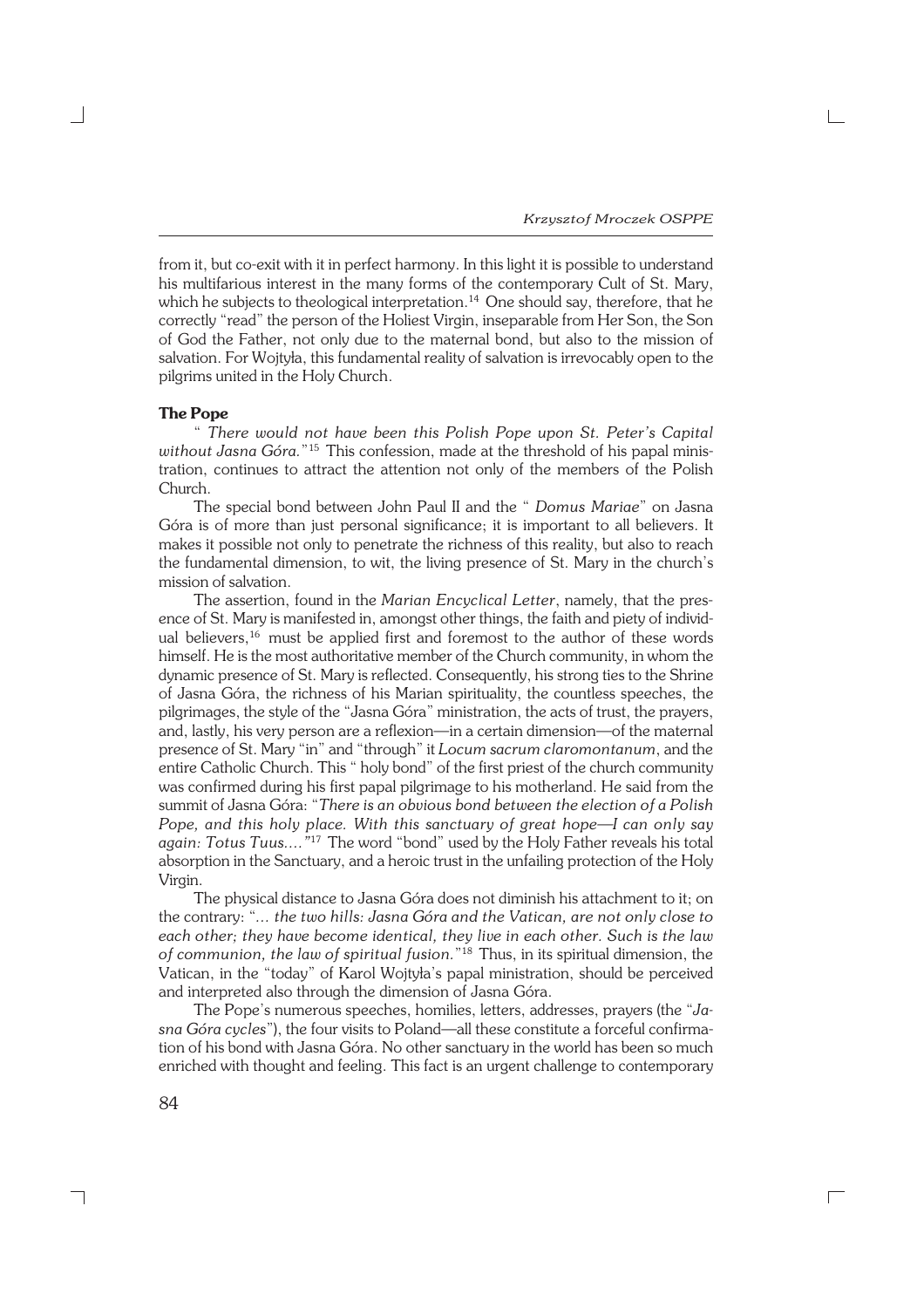from it, but co-exit with it in perfect harmony. In this light it is possible to understand his multifarious interest in the many forms of the contemporary Cult of St. Mary, which he subjects to theological interpretation.[14] One should say, therefore, that he correctly "read" the person of the Holiest Virgin, inseparable from Her Son, the Son of God the Father, not only due to the maternal bond, but also to the mission of salvation. For Wojtyła, this fundamental reality of salvation is irrevocably open to the pilgrims united in the Holy Church.

**The Pope**

" *There would not have been this Polish Pope upon St. Peter's Capital without Jasna Góra.*"[15] This confession, made at the threshold of his papal ministration, continues to attract the attention not only of the members of the Polish Church.

The special bond between John Paul II and the " *Domus Mariae*" on Jasna Góra is of more than just personal significance; it is important to all believers. It makes it possible not only to penetrate the richness of this reality, but also to reach the fundamental dimension, to wit, the living presence of St. Mary in the church's mission of salvation.

The assertion, found in the *Marian Encyclical Letter*, namely, that the presence of St. Mary is manifested in, amongst other things, the faith and piety of individual believers,[16] must be applied first and foremost to the author of these words himself. He is the most authoritative member of the Church community, in whom the dynamic presence of St. Mary is reflected. Consequently, his strong ties to the Shrine of Jasna Góra, the richness of his Marian spirituality, the countless speeches, the pilgrimages, the style of the "Jasna Góra" ministration, the acts of trust, the prayers, and, lastly, his very person are a reflexion—in a certain dimension—of the maternal presence of St. Mary "in" and "through" it *Locum sacrum claromontanum*, and the entire Catholic Church. This " holy bond" of the first priest of the church community was confirmed during his first papal pilgrimage to his motherland. He said from the summit of Jasna Góra: "*There is an obvious bond between the election of a Polish Pope, and this holy place. With this sanctuary of great hope—I can only say again: Totus Tuus....*"[17] The word "bond" used by the Holy Father reveals his total absorption in the Sanctuary, and a heroic trust in the unfailing protection of the Holy Virgin.

The physical distance to Jasna Góra does not diminish his attachment to it; on the contrary: "*... the two hills: Jasna Góra and the Vatican, are not only close to each other; they have become identical, they live in each other. Such is the law of communion, the law of spiritual fusion.*"[18] Thus, in its spiritual dimension, the Vatican, in the "today" of Karol Wojtyła's papal ministration, should be perceived and interpreted also through the dimension of Jasna Góra.

The Pope's numerous speeches, homilies, letters, addresses, prayers (the "*Jasna Góra cycles*"), the four visits to Poland—all these constitute a forceful confirmation of his bond with Jasna Góra. No other sanctuary in the world has been so much enriched with thought and feeling. This fact is an urgent challenge to contemporary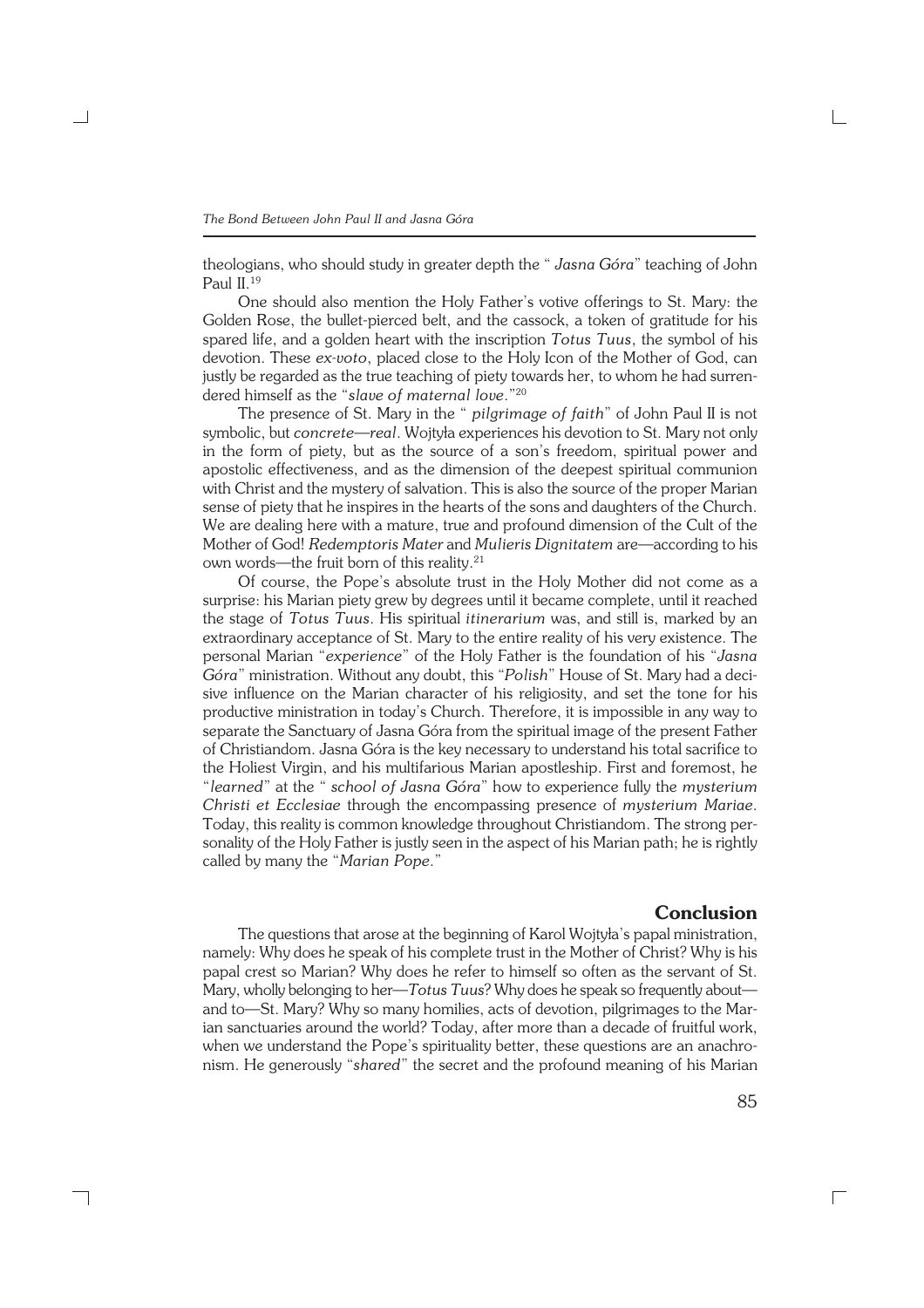theologians, who should study in greater depth the " *Jasna Góra*" teaching of John Paul II.[19]

One should also mention the Holy Father's votive offerings to St. Mary: the Golden Rose, the bullet-pierced belt, and the cassock, a token of gratitude for his spared life, and a golden heart with the inscription *Totus Tuus*, the symbol of his devotion. These *ex-voto*, placed close to the Holy Icon of the Mother of God, can justly be regarded as the true teaching of piety towards her, to whom he had surrendered himself as the "*slave of maternal love*."[20]

The presence of St. Mary in the " *pilgrimage of faith*" of John Paul II is not symbolic, but *concrete—real*. Wojtyła experiences his devotion to St. Mary not only in the form of piety, but as the source of a son's freedom, spiritual power and apostolic effectiveness, and as the dimension of the deepest spiritual communion with Christ and the mystery of salvation. This is also the source of the proper Marian sense of piety that he inspires in the hearts of the sons and daughters of the Church. We are dealing here with a mature, true and profound dimension of the Cult of the Mother of God! *Redemptoris Mater* and *Mulieris Dignitatem* are—according to his own words—the fruit born of this reality.[21]

Of course, the Pope's absolute trust in the Holy Mother did not come as a surprise: his Marian piety grew by degrees until it became complete, until it reached the stage of *Totus Tuus*. His spiritual *itinerarium* was, and still is, marked by an extraordinary acceptance of St. Mary to the entire reality of his very existence. The personal Marian "*experience*" of the Holy Father is the foundation of his "*Jasna Góra*" ministration. Without any doubt, this "*Polish*" House of St. Mary had a decisive influence on the Marian character of his religiosity, and set the tone for his productive ministration in today's Church. Therefore, it is impossible in any way to separate the Sanctuary of Jasna Góra from the spiritual image of the present Father of Christiandom. Jasna Góra is the key necessary to understand his total sacrifice to the Holiest Virgin, and his multifarious Marian apostleship. First and foremost, he "*learned*" at the " *school of Jasna Góra*" how to experience fully the *mysterium Christi et Ecclesiae* through the encompassing presence of *mysterium Mariae*. Today, this reality is common knowledge throughout Christiandom. The strong personality of the Holy Father is justly seen in the aspect of his Marian path; he is rightly called by many the "*Marian Pope*."

## Conclusion

The questions that arose at the beginning of Karol Wojtyła's papal ministration, namely: Why does he speak of his complete trust in the Mother of Christ? Why is his papal crest so Marian? Why does he refer to himself so often as the servant of St. Mary, wholly belonging to her—*Totus Tuus*? Why does he speak so frequently about—and to—St. Mary? Why so many homilies, acts of devotion, pilgrimages to the Marian sanctuaries around the world? Today, after more than a decade of fruitful work, when we understand the Pope's spirituality better, these questions are an anachronism. He generously "*shared*" the secret and the profound meaning of his Marian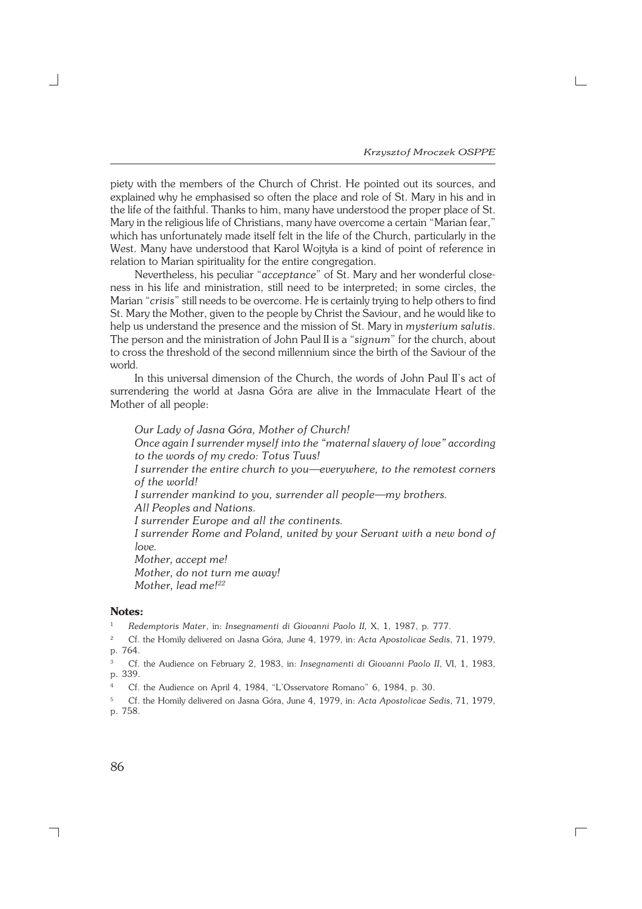piety with the members of the Church of Christ. He pointed out its sources, and explained why he emphasised so often the place and role of St. Mary in his and in the life of the faithful. Thanks to him, many have understood the proper place of St. Mary in the religious life of Christians, many have overcome a certain "Marian fear," which has unfortunately made itself felt in the life of the Church, particularly in the West. Many have understood that Karol Wojtyła is a kind of point of reference in relation to Marian spirituality for the entire congregation.

Nevertheless, his peculiar "*acceptance*" of St. Mary and her wonderful closeness in his life and ministration, still need to be interpreted; in some circles, the Marian "*crisis*" still needs to be overcome. He is certainly trying to help others to find St. Mary the Mother, given to the people by Christ the Saviour, and he would like to help us understand the presence and the mission of St. Mary in *mysterium salutis*. The person and the ministration of John Paul II is a "*signum*" for the church, about to cross the threshold of the second millennium since the birth of the Saviour of the world.

In this universal dimension of the Church, the words of John Paul II's act of surrendering the world at Jasna Góra are alive in the Immaculate Heart of the Mother of all people:

> *Our Lady of Jasna Góra, Mother of Church!*
> *Once again I surrender myself into the "maternal slavery of love" according to the words of my credo: Totus Tuus!*
> *I surrender the entire church to you—everywhere, to the remotest corners of the world!*
> *I surrender mankind to you, surrender all people—my brothers.*
> *All Peoples and Nations.*
> *I surrender Europe and all the continents.*
> *I surrender Rome and Poland, united by your Servant with a new bond of love.*
> *Mother, accept me!*
> *Mother, do not turn me away!*
> *Mother, lead me!*[22]

**Notes:**

1. *Redemptoris Mater*, in: *Insegnamenti di Giovanni Paolo II,* X, 1, 1987, p. 777.
2. Cf. the Homily delivered on Jasna Góra, June 4, 1979, in: *Acta Apostolicae Sedis*, 71, 1979, p. 764.
3. Cf. the Audience on February 2, 1983, in: *Insegnamenti di Giovanni Paolo II*, VI, 1, 1983, p. 339.
4. Cf. the Audience on April 4, 1984, "L'Osservatore Romano" 6, 1984, p. 30.
5. Cf. the Homily delivered on Jasna Góra, June 4, 1979, in: *Acta Apostolicae Sedis*, 71, 1979, p. 758.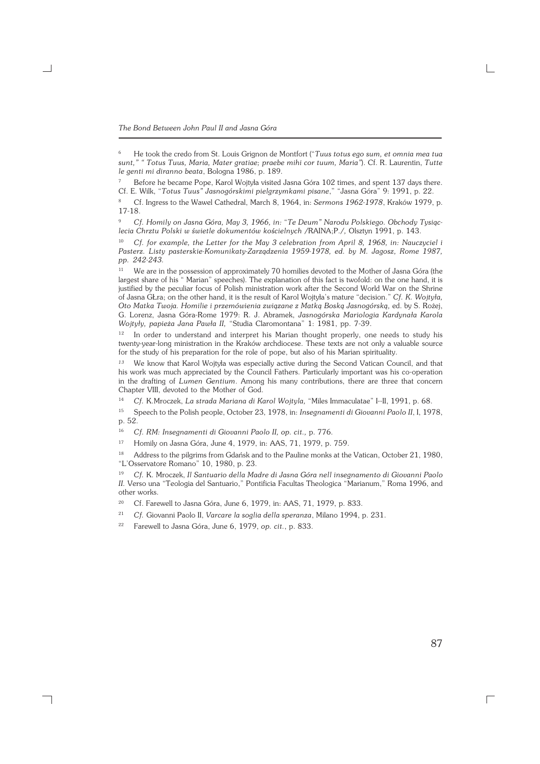[6] He took the credo from St. Louis Grignon de Montfort ("*Tuus totus ego sum, et omnia mea tua sunt," " Totus Tuus, Maria, Mater gratiae; praebe mihi cor tuum, Maria"*). Cf. R. Laurentin, *Tutte le genti mi diranno beata*, Bologna 1986, p. 189.

[7] Before he became Pope, Karol Wojtyła visited Jasna Góra 102 times, and spent 137 days there. Cf. E. Wilk, "*Totus Tuus" Jasnogórskimi pielgrzymkami pisane*," "Jasna Góra" 9: 1991, p. 22.

[8] Cf. Ingress to the Wawel Cathedral, March 8, 1964, in: *Sermons 1962-1978*, Kraków 1979, p. 17-18.

[9] *Cf. Homily on Jasna Góra, May 3, 1966, in:* "*Te Deum" Narodu Polskiego. Obchody Tysiąclecia Chrztu Polski w świetle dokumentów kościelnych /*RAINA;P./, Olsztyn 1991, p. 143.

[10] *Cf. for example, the Letter for the May 3 celebration from April 8, 1968, in: Nauczyciel i Pasterz. Listy pasterskie-Komunikaty-Zarządzenia 1959-1978, ed. by M. Jagosz, Rome 1987, pp. 242-243.*

[11] We are in the possession of approximately 70 homilies devoted to the Mother of Jasna Góra (the largest share of his " Marian" speeches). The explanation of this fact is twofold: on the one hand, it is justified by the peculiar focus of Polish ministration work after the Second World War on the Shrine of Jasna GŁra; on the other hand, it is the result of Karol Wojtyła's mature "decision." *Cf. K. Wojtyła, Oto Matka Twoja. Homilie i przemówienia związane z Matką Boską Jasnogórską,* ed. by S. Rożej, G. Lorenz, Jasna Góra-Rome 1979: R. J. Abramek, *Jasnogórska Mariologia Kardynała Karola Wojtyły, papieża Jana Pawła II,* "Studia Claromontana" 1: 1981, pp. 7-39.

[12] In order to understand and interpret his Marian thought properly, one needs to study his twenty-year-long ministration in the Kraków archdiocese. These texts are not only a valuable source for the study of his preparation for the role of pope, but also of his Marian spirituality.

[13] We know that Karol Wojtyła was especially active during the Second Vatican Council, and that his work was much appreciated by the Council Fathers. Particularly important was his co-operation in the drafting of *Lumen Gentium*. Among his many contributions, there are three that concern Chapter VIII, devoted to the Mother of God.

[14] *Cf.* K.Mroczek, *La strada Mariana di Karol Wojtyla,* "Miles Immaculatae" I--II, 1991, p. 68.

[15] Speech to the Polish people, October 23, 1978, in: *Insegnamenti di Giovanni Paolo II*, I, 1978, p. 52.

[16] *Cf. RM: Insegnamenti di Giovanni Paolo II, op. cit.,* p. 776.

[17] Homily on Jasna Góra, June 4, 1979, in: AAS, 71, 1979, p. 759.

[18] Address to the pilgrims from Gdańsk and to the Pauline monks at the Vatican, October 21, 1980, "L'Osservatore Romano" 10, 1980, p. 23.

[19] *Cf.* K. Mroczek, *Il Santuario della Madre di Jasna Góra nell insegnamento di Giovanni Paolo II*. Verso una "Teologia del Santuario," Pontificia Facultas Theologica "Marianum," Roma 1996, and other works.

[20] Cf. Farewell to Jasna Góra, June 6, 1979, in: AAS, 71, 1979, p. 833.

[21] *Cf.* Giovanni Paolo II, *Varcare la soglia della speranza*, Milano 1994, p. 231.

[22] Farewell to Jasna Góra, June 6, 1979, *op. cit.*, p. 833.